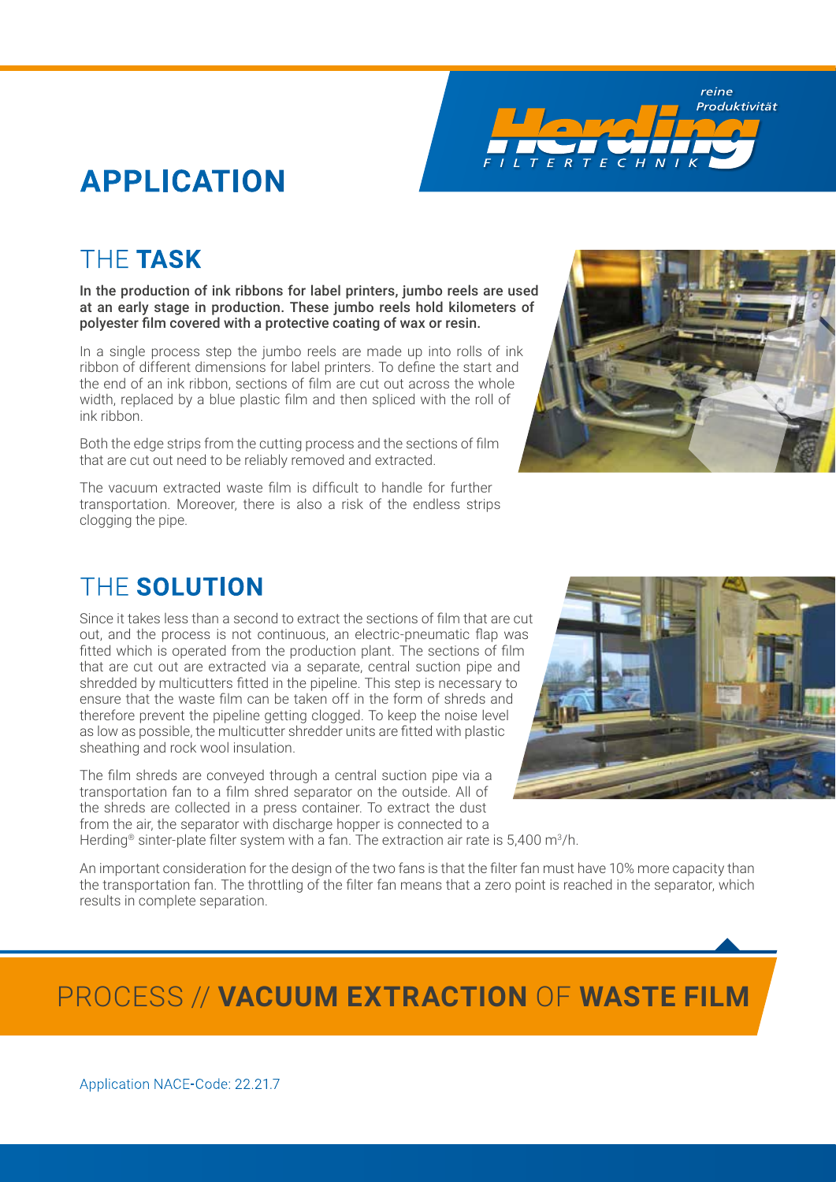# APPLICATION

## THE **TASK**

**In the production of ink ribbons for label printers, jumbo reels are used at an early stage in production. These jumbo reels hold kilometers of polyester film covered with a protective coating of wax or resin.**

In a single process step the jumbo reels are made up into rolls of ink ribbon of different dimensions for label printers. To define the start and the end of an ink ribbon, sections of film are cut out across the whole width, replaced by a blue plastic film and then spliced with the roll of ink ribbon.

Both the edge strips from the cutting process and the sections of film that are cut out need to be reliably removed and extracted.

The vacuum extracted waste film is difficult to handle for further transportation. Moreover, there is also a risk of the endless strips clogging the pipe.

## THE **SOLUTION**

Since it takes less than a second to extract the sections of film that are cut out, and the process is not continuous, an electric-pneumatic flap was fitted which is operated from the production plant. The sections of film that are cut out are extracted via a separate, central suction pipe and shredded by multicutters fitted in the pipeline. This step is necessary to ensure that the waste film can be taken off in the form of shreds and therefore prevent the pipeline getting clogged. To keep the noise level as low as possible, the multicutter shredder units are fitted with plastic sheathing and rock wool insulation.

The film shreds are conveyed through a central suction pipe via a transportation fan to a film shred separator on the outside. All of the shreds are collected in a press container. To extract the dust from the air, the separator with discharge hopper is connected to a Herding® sinter-plate filter system with a fan. The extraction air rate is 5,400 $m^3/h$.

An important consideration for the design of the two fans is that the filter fan must have 10% more capacity than the transportation fan. The throttling of the filter fan means that a zero point is reached in the separator, which results in complete separation.

## PROCESS // **VACUUM EXTRACTION** OF **WASTE FILM**

Application NACE-Code: 22.21.7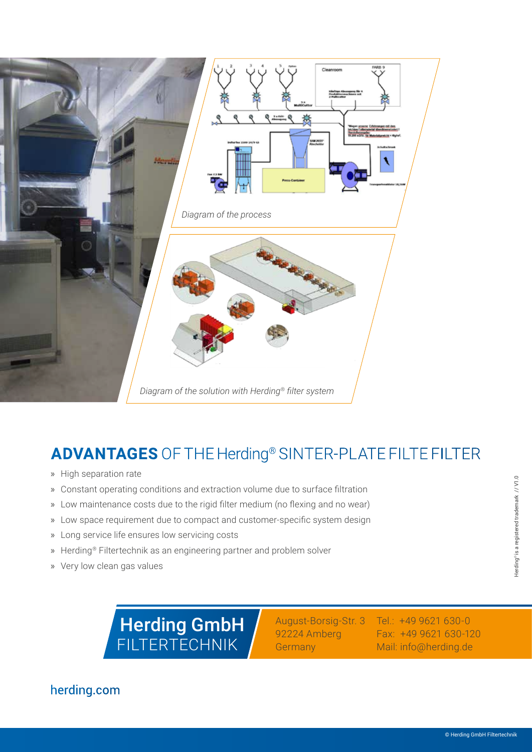*Diagram of the process*

*Diagram of the solution with Herding® filter system*

## **ADVANTAGES** OF THE Herding® SINTER-PLATE FILTE FILTER

- High separation rate
- Constant operating conditions and extraction volume due to surface filtration
- Low maintenance costs due to the rigid filter medium (no flexing and no wear)
- Low space requirement due to compact and customer-specific system design
- Long service life ensures low servicing costs
- Herding® Filtertechnik as an engineering partner and problem solver
- Very low clean gas values

Herding® is a registered trademark // V1.0

**Herding GmbH**
FILTERTECHNIK

August-Borsig-Str. 3
92224 Amberg
Germany

Tel.: +49 9621 630-0
Fax: +49 9621 630-120
Mail: info@herding.de

herding.com

© Herding GmbH Filtertechnik